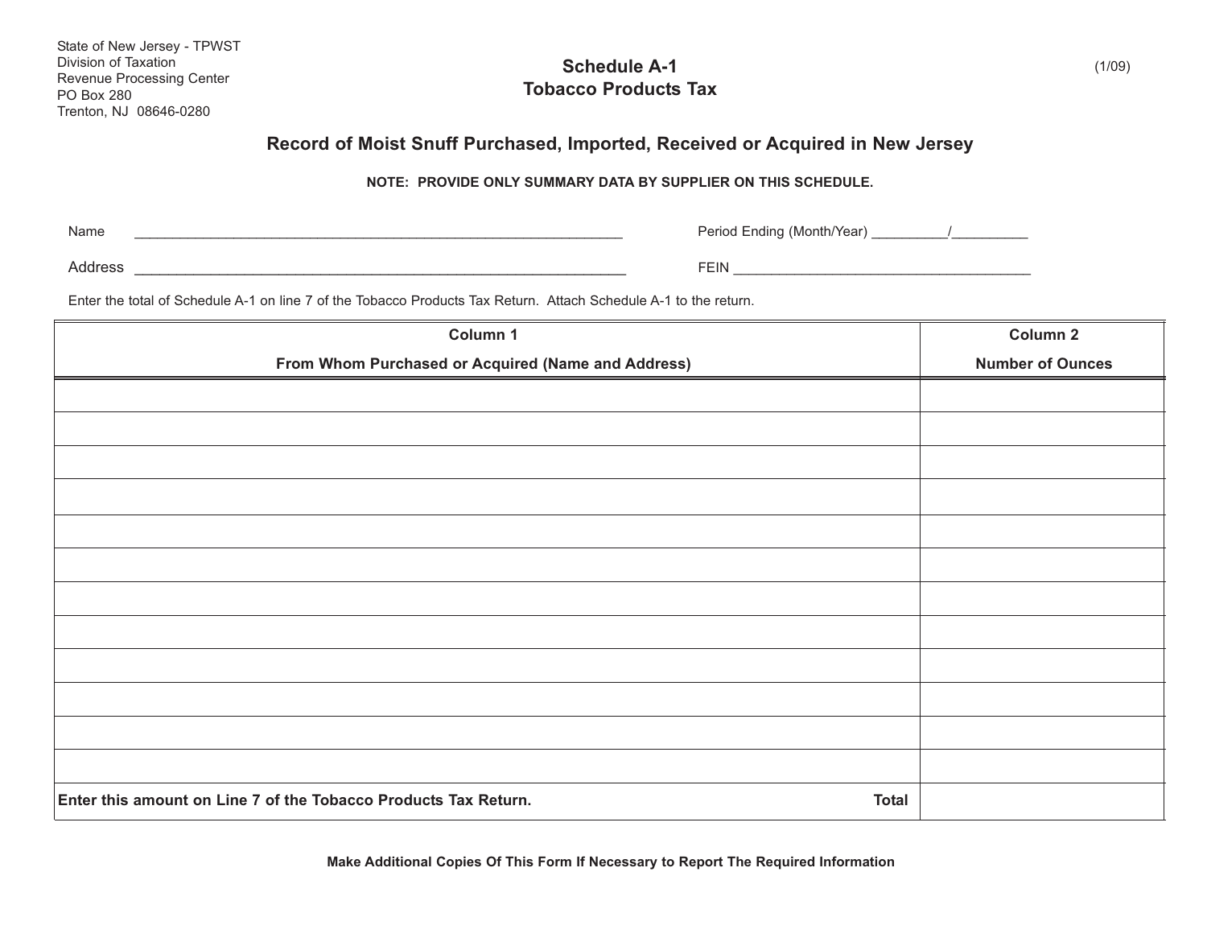State of New Jersey - TPWST
Division of Taxation
Revenue Processing Center
PO Box 280
Trenton, NJ 08646-0280

(1/09)

# Schedule A-1
# Tobacco Products Tax

## Record of Moist Snuff Purchased, Imported, Received or Acquired in New Jersey

**NOTE: PROVIDE ONLY SUMMARY DATA BY SUPPLIER ON THIS SCHEDULE.**

Name ________________________________________________________________

Period Ending (Month/Year) __________/__________

Address ________________________________________________________________

FEIN ________________________________________

Enter the total of Schedule A-1 on line 7 of the Tobacco Products Tax Return. Attach Schedule A-1 to the return.

| Column 1<br>From Whom Purchased or Acquired (Name and Address) | Column 2<br>Number of Ounces |
|---|---|
| | |
| | |
| | |
| | |
| | |
| | |
| | |
| | |
| | |
| | |
| | |
| | |
| **Enter this amount on Line 7 of the Tobacco Products Tax Return.** **Total** | |

**Make Additional Copies Of This Form If Necessary to Report The Required Information**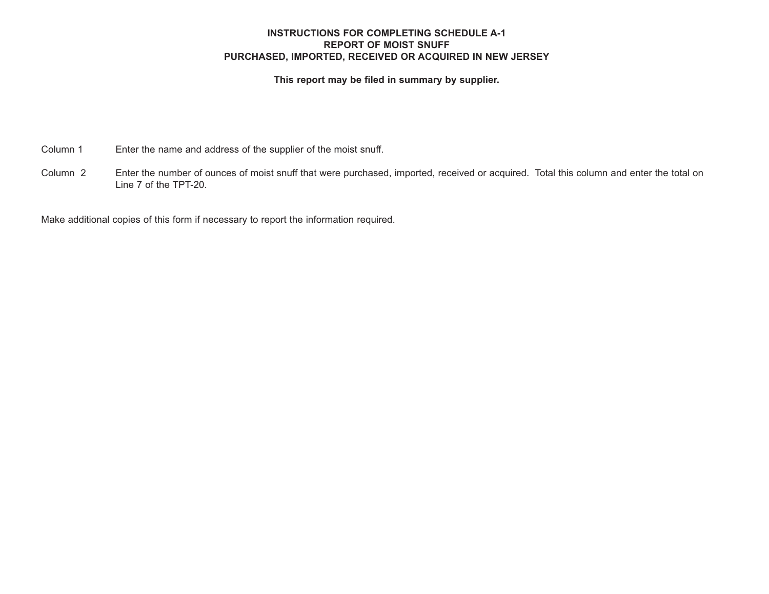# INSTRUCTIONS FOR COMPLETING SCHEDULE A-1
# REPORT OF MOIST SNUFF
# PURCHASED, IMPORTED, RECEIVED OR ACQUIRED IN NEW JERSEY

**This report may be filed in summary by supplier.**

Column 1 — Enter the name and address of the supplier of the moist snuff.

Column 2 — Enter the number of ounces of moist snuff that were purchased, imported, received or acquired. Total this column and enter the total on Line 7 of the TPT-20.

Make additional copies of this form if necessary to report the information required.